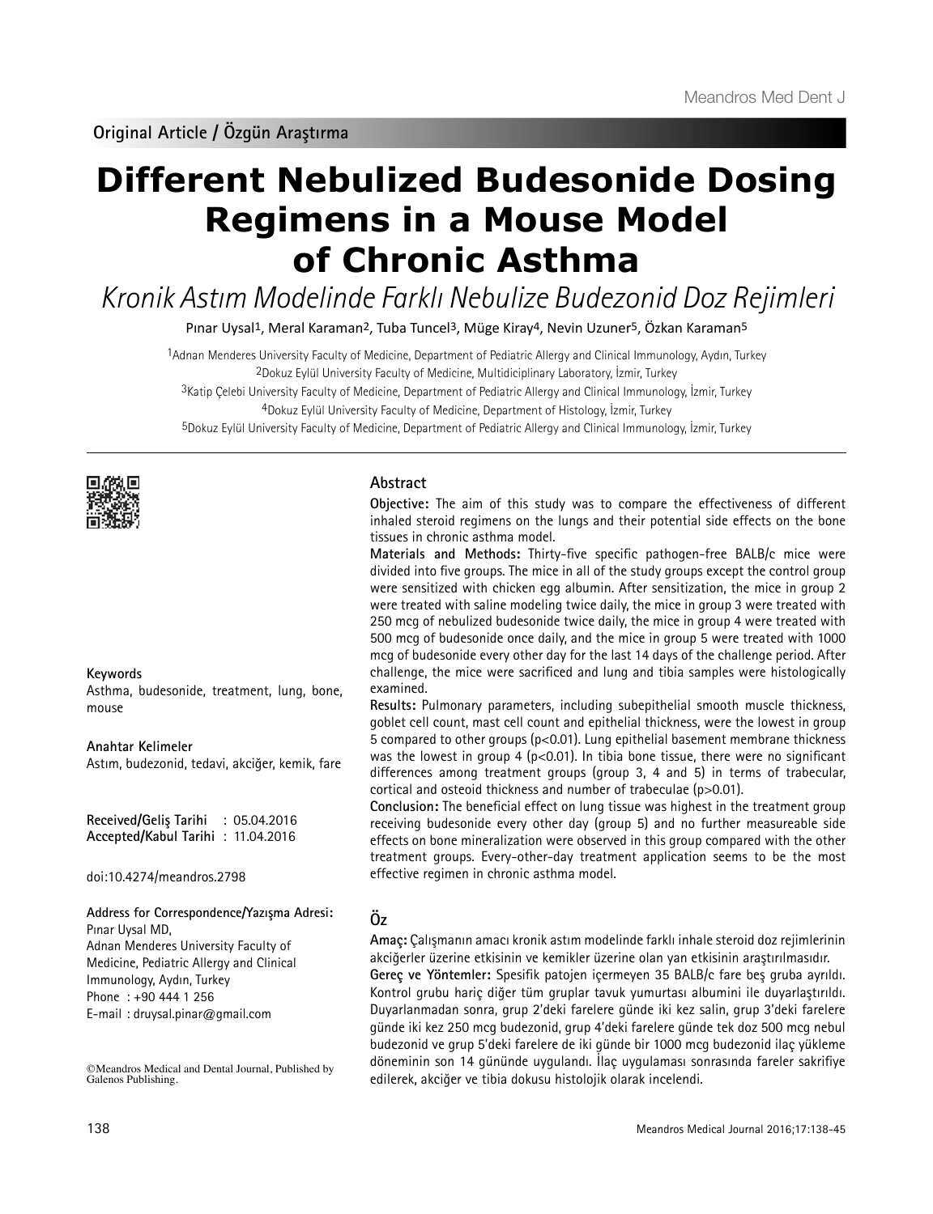Original Article / Özgün Araştırma

# Different Nebulized Budesonide Dosing Regimens in a Mouse Model of Chronic Asthma

*Kronik Astım Modelinde Farklı Nebulize Budezonid Doz Rejimleri*

Pınar Uysal[1], Meral Karaman[2], Tuba Tuncel[3], Müge Kiray[4], Nevin Uzuner[5], Özkan Karaman[5]

[1]Adnan Menderes University Faculty of Medicine, Department of Pediatric Allergy and Clinical Immunology, Aydın, Turkey
[2]Dokuz Eylül University Faculty of Medicine, Multidiciplinary Laboratory, İzmir, Turkey
[3]Katip Çelebi University Faculty of Medicine, Department of Pediatric Allergy and Clinical Immunology, İzmir, Turkey
[4]Dokuz Eylül University Faculty of Medicine, Department of Histology, İzmir, Turkey
[5]Dokuz Eylül University Faculty of Medicine, Department of Pediatric Allergy and Clinical Immunology, İzmir, Turkey

## Abstract

**Objective:** The aim of this study was to compare the effectiveness of different inhaled steroid regimens on the lungs and their potential side effects on the bone tissues in chronic asthma model.

**Materials and Methods:** Thirty-five specific pathogen-free BALB/c mice were divided into five groups. The mice in all of the study groups except the control group were sensitized with chicken egg albumin. After sensitization, the mice in group 2 were treated with saline modeling twice daily, the mice in group 3 were treated with 250 mcg of nebulized budesonide twice daily, the mice in group 4 were treated with 500 mcg of budesonide once daily, and the mice in group 5 were treated with 1000 mcg of budesonide every other day for the last 14 days of the challenge period. After challenge, the mice were sacrificed and lung and tibia samples were histologically examined.

**Results:** Pulmonary parameters, including subepithelial smooth muscle thickness, goblet cell count, mast cell count and epithelial thickness, were the lowest in group 5 compared to other groups ($p<0.01$). Lung epithelial basement membrane thickness was the lowest in group 4 ($p<0.01$). In tibia bone tissue, there were no significant differences among treatment groups (group 3, 4 and 5) in terms of trabecular, cortical and osteoid thickness and number of trabeculae ($p>0.01$).

**Conclusion:** The beneficial effect on lung tissue was highest in the treatment group receiving budesonide every other day (group 5) and no further measureable side effects on bone mineralization were observed in this group compared with the other treatment groups. Every-other-day treatment application seems to be the most effective regimen in chronic asthma model.

**Keywords**
Asthma, budesonide, treatment, lung, bone, mouse

**Anahtar Kelimeler**
Astım, budezonid, tedavi, akciğer, kemik, fare

**Received/Geliş Tarihi** : 05.04.2016
**Accepted/Kabul Tarihi** : 11.04.2016

doi:10.4274/meandros.2798

**Address for Correspondence/Yazışma Adresi:**
Pınar Uysal MD,
Adnan Menderes University Faculty of Medicine, Pediatric Allergy and Clinical Immunology, Aydın, Turkey
Phone : +90 444 1 256
E-mail : druysal.pinar@gmail.com

©Meandros Medical and Dental Journal, Published by Galenos Publishing.

## Öz

**Amaç:** Çalışmanın amacı kronik astım modelinde farklı inhale steroid doz rejimlerinin akciğerler üzerine etkisinin ve kemikler üzerine olan yan etkisinin araştırılmasıdır.

**Gereç ve Yöntemler:** Spesifik patojen içermeyen 35 BALB/c fare beş gruba ayrıldı. Kontrol grubu hariç diğer tüm gruplar tavuk yumurtası albumini ile duyarlaştırıldı. Duyarlanmadan sonra, grup 2'deki farelere günde iki kez salin, grup 3'deki farelere günde iki kez 250 mcg budezonid, grup 4'deki farelere günde tek doz 500 mcg nebul budezonid ve grup 5'deki farelere de iki günde bir 1000 mcg budezonid ilaç yükleme döneminin son 14 gününde uygulandı. İlaç uygulaması sonrasında fareler sakrifiye edilerek, akciğer ve tibia dokusu histolojik olarak incelendi.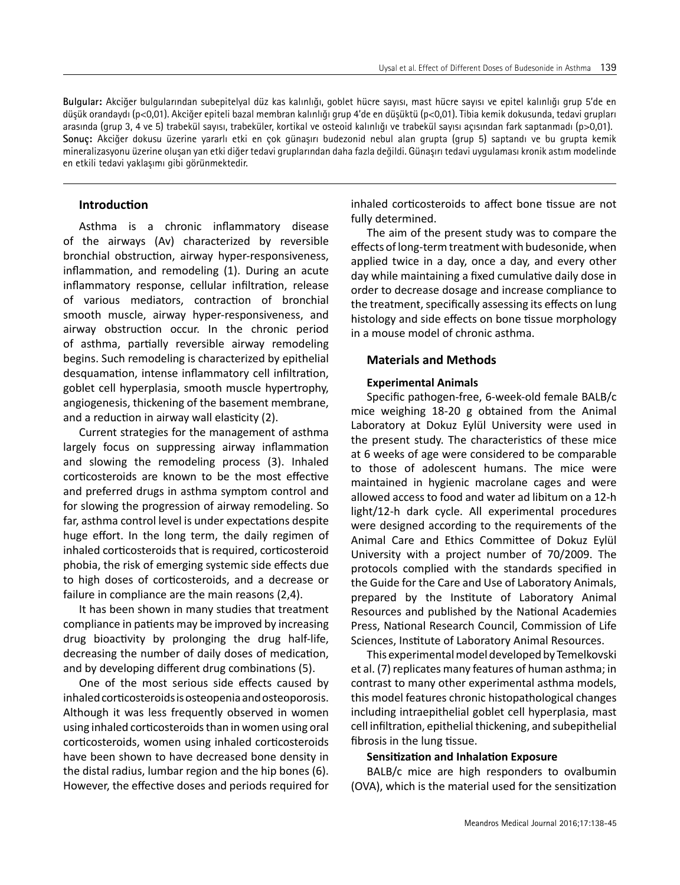**Bulgular:** Akciğer bulgularından subepitelyal düz kas kalınlığı, goblet hücre sayısı, mast hücre sayısı ve epitel kalınlığı grup 5'de en düşük orandaydı (p<0,01). Akciğer epiteli bazal membran kalınlığı grup 4'de en düşüktü (p<0,01). Tibia kemik dokusunda, tedavi grupları arasında (grup 3, 4 ve 5) trabekül sayısı, trabeküler, kortikal ve osteoid kalınlığı ve trabekül sayısı açısından fark saptanmadı (p>0,01).
**Sonuç:** Akciğer dokusu üzerine yararlı etki en çok günaşırı budezonid nebul alan grupta (grup 5) saptandı ve bu grupta kemik mineralizasyonu üzerine oluşan yan etki diğer tedavi gruplarından daha fazla değildi. Günaşırı tedavi uygulaması kronik astım modelinde en etkili tedavi yaklaşımı gibi görünmektedir.

## Introduction

Asthma is a chronic inflammatory disease of the airways (Av) characterized by reversible bronchial obstruction, airway hyper-responsiveness, inflammation, and remodeling (1). During an acute inflammatory response, cellular infiltration, release of various mediators, contraction of bronchial smooth muscle, airway hyper-responsiveness, and airway obstruction occur. In the chronic period of asthma, partially reversible airway remodeling begins. Such remodeling is characterized by epithelial desquamation, intense inflammatory cell infiltration, goblet cell hyperplasia, smooth muscle hypertrophy, angiogenesis, thickening of the basement membrane, and a reduction in airway wall elasticity (2).

Current strategies for the management of asthma largely focus on suppressing airway inflammation and slowing the remodeling process (3). Inhaled corticosteroids are known to be the most effective and preferred drugs in asthma symptom control and for slowing the progression of airway remodeling. So far, asthma control level is under expectations despite huge effort. In the long term, the daily regimen of inhaled corticosteroids that is required, corticosteroid phobia, the risk of emerging systemic side effects due to high doses of corticosteroids, and a decrease or failure in compliance are the main reasons (2,4).

It has been shown in many studies that treatment compliance in patients may be improved by increasing drug bioactivity by prolonging the drug half-life, decreasing the number of daily doses of medication, and by developing different drug combinations (5).

One of the most serious side effects caused by inhaled corticosteroids is osteopenia and osteoporosis. Although it was less frequently observed in women using inhaled corticosteroids than in women using oral corticosteroids, women using inhaled corticosteroids have been shown to have decreased bone density in the distal radius, lumbar region and the hip bones (6). However, the effective doses and periods required for inhaled corticosteroids to affect bone tissue are not fully determined.

The aim of the present study was to compare the effects of long-term treatment with budesonide, when applied twice in a day, once a day, and every other day while maintaining a fixed cumulative daily dose in order to decrease dosage and increase compliance to the treatment, specifically assessing its effects on lung histology and side effects on bone tissue morphology in a mouse model of chronic asthma.

## Materials and Methods

### Experimental Animals

Specific pathogen-free, 6-week-old female BALB/c mice weighing 18-20 g obtained from the Animal Laboratory at Dokuz Eylül University were used in the present study. The characteristics of these mice at 6 weeks of age were considered to be comparable to those of adolescent humans. The mice were maintained in hygienic macrolane cages and were allowed access to food and water ad libitum on a 12-h light/12-h dark cycle. All experimental procedures were designed according to the requirements of the Animal Care and Ethics Committee of Dokuz Eylül University with a project number of 70/2009. The protocols complied with the standards specified in the Guide for the Care and Use of Laboratory Animals, prepared by the Institute of Laboratory Animal Resources and published by the National Academies Press, National Research Council, Commission of Life Sciences, Institute of Laboratory Animal Resources.

This experimental model developed by Temelkovski et al. (7) replicates many features of human asthma; in contrast to many other experimental asthma models, this model features chronic histopathological changes including intraepithelial goblet cell hyperplasia, mast cell infiltration, epithelial thickening, and subepithelial fibrosis in the lung tissue.

### Sensitization and Inhalation Exposure

BALB/c mice are high responders to ovalbumin (OVA), which is the material used for the sensitization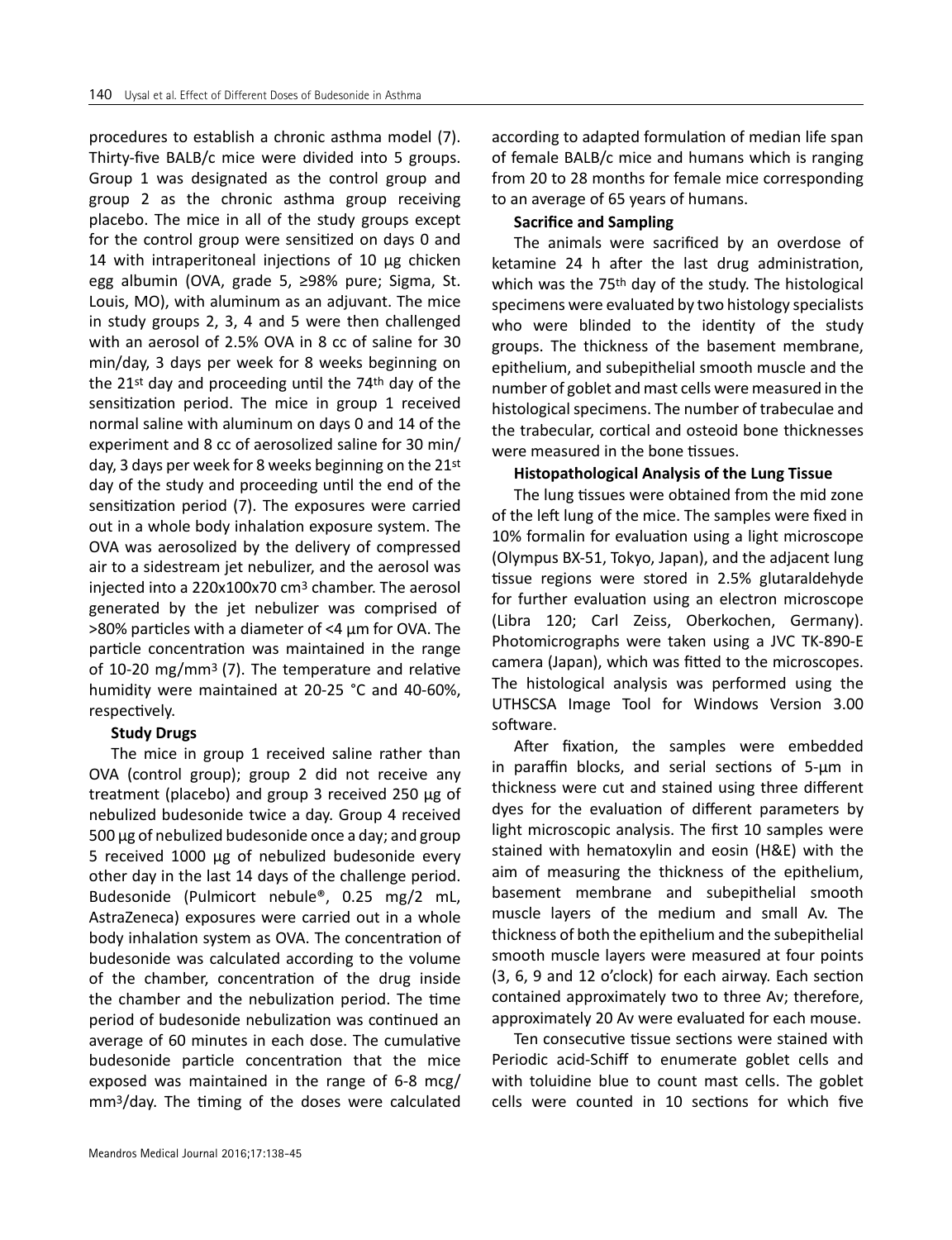procedures to establish a chronic asthma model (7). Thirty-five BALB/c mice were divided into 5 groups. Group 1 was designated as the control group and group 2 as the chronic asthma group receiving placebo. The mice in all of the study groups except for the control group were sensitized on days 0 and 14 with intraperitoneal injections of 10 µg chicken egg albumin (OVA, grade 5, ≥98% pure; Sigma, St. Louis, MO), with aluminum as an adjuvant. The mice in study groups 2, 3, 4 and 5 were then challenged with an aerosol of 2.5% OVA in 8 cc of saline for 30 min/day, 3 days per week for 8 weeks beginning on the 21st day and proceeding until the 74th day of the sensitization period. The mice in group 1 received normal saline with aluminum on days 0 and 14 of the experiment and 8 cc of aerosolized saline for 30 min/day, 3 days per week for 8 weeks beginning on the 21st day of the study and proceeding until the end of the sensitization period (7). The exposures were carried out in a whole body inhalation exposure system. The OVA was aerosolized by the delivery of compressed air to a sidestream jet nebulizer, and the aerosol was injected into a 220x100x70 $cm^3$ chamber. The aerosol generated by the jet nebulizer was comprised of >80% particles with a diameter of <4 µm for OVA. The particle concentration was maintained in the range of 10-20 $mg/mm^3$ (7). The temperature and relative humidity were maintained at 20-25 °C and 40-60%, respectively.

**Study Drugs**

The mice in group 1 received saline rather than OVA (control group); group 2 did not receive any treatment (placebo) and group 3 received 250 µg of nebulized budesonide twice a day. Group 4 received 500 µg of nebulized budesonide once a day; and group 5 received 1000 µg of nebulized budesonide every other day in the last 14 days of the challenge period. Budesonide (Pulmicort nebule®, 0.25 mg/2 mL, AstraZeneca) exposures were carried out in a whole body inhalation system as OVA. The concentration of budesonide was calculated according to the volume of the chamber, concentration of the drug inside the chamber and the nebulization period. The time period of budesonide nebulization was continued an average of 60 minutes in each dose. The cumulative budesonide particle concentration that the mice exposed was maintained in the range of 6-8 mcg/$mm^3$/day. The timing of the doses were calculated according to adapted formulation of median life span of female BALB/c mice and humans which is ranging from 20 to 28 months for female mice corresponding to an average of 65 years of humans.

**Sacrifice and Sampling**

The animals were sacrificed by an overdose of ketamine 24 h after the last drug administration, which was the 75th day of the study. The histological specimens were evaluated by two histology specialists who were blinded to the identity of the study groups. The thickness of the basement membrane, epithelium, and subepithelial smooth muscle and the number of goblet and mast cells were measured in the histological specimens. The number of trabeculae and the trabecular, cortical and osteoid bone thicknesses were measured in the bone tissues.

**Histopathological Analysis of the Lung Tissue**

The lung tissues were obtained from the mid zone of the left lung of the mice. The samples were fixed in 10% formalin for evaluation using a light microscope (Olympus BX-51, Tokyo, Japan), and the adjacent lung tissue regions were stored in 2.5% glutaraldehyde for further evaluation using an electron microscope (Libra 120; Carl Zeiss, Oberkochen, Germany). Photomicrographs were taken using a JVC TK-890-E camera (Japan), which was fitted to the microscopes. The histological analysis was performed using the UTHSCSA Image Tool for Windows Version 3.00 software.

After fixation, the samples were embedded in paraffin blocks, and serial sections of 5-µm in thickness were cut and stained using three different dyes for the evaluation of different parameters by light microscopic analysis. The first 10 samples were stained with hematoxylin and eosin (H&E) with the aim of measuring the thickness of the epithelium, basement membrane and subepithelial smooth muscle layers of the medium and small Av. The thickness of both the epithelium and the subepithelial smooth muscle layers were measured at four points (3, 6, 9 and 12 o'clock) for each airway. Each section contained approximately two to three Av; therefore, approximately 20 Av were evaluated for each mouse.

Ten consecutive tissue sections were stained with Periodic acid-Schiff to enumerate goblet cells and with toluidine blue to count mast cells. The goblet cells were counted in 10 sections for which five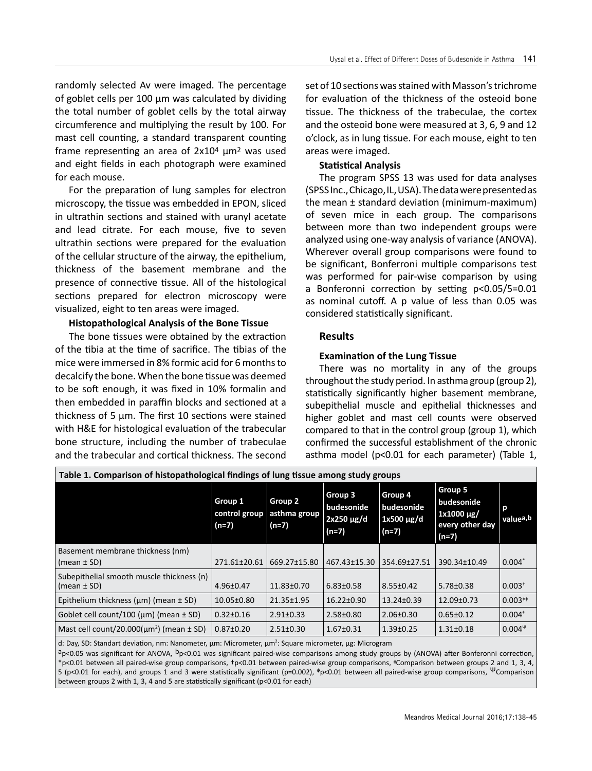randomly selected Av were imaged. The percentage of goblet cells per 100 µm was calculated by dividing the total number of goblet cells by the total airway circumference and multiplying the result by 100. For mast cell counting, a standard transparent counting frame representing an area of $2x10^4$ $\mu m^2$ was used and eight fields in each photograph were examined for each mouse.

For the preparation of lung samples for electron microscopy, the tissue was embedded in EPON, sliced in ultrathin sections and stained with uranyl acetate and lead citrate. For each mouse, five to seven ultrathin sections were prepared for the evaluation of the cellular structure of the airway, the epithelium, thickness of the basement membrane and the presence of connective tissue. All of the histological sections prepared for electron microscopy were visualized, eight to ten areas were imaged.

**Histopathological Analysis of the Bone Tissue**

The bone tissues were obtained by the extraction of the tibia at the time of sacrifice. The tibias of the mice were immersed in 8% formic acid for 6 months to decalcify the bone. When the bone tissue was deemed to be soft enough, it was fixed in 10% formalin and then embedded in paraffin blocks and sectioned at a thickness of 5 µm. The first 10 sections were stained with H&E for histological evaluation of the trabecular bone structure, including the number of trabeculae and the trabecular and cortical thickness. The second set of 10 sections was stained with Masson's trichrome for evaluation of the thickness of the osteoid bone tissue. The thickness of the trabeculae, the cortex and the osteoid bone were measured at 3, 6, 9 and 12 o'clock, as in lung tissue. For each mouse, eight to ten areas were imaged.

**Statistical Analysis**

The program SPSS 13 was used for data analyses (SPSS Inc., Chicago, IL, USA). The data were presented as the mean ± standard deviation (minimum-maximum) of seven mice in each group. The comparisons between more than two independent groups were analyzed using one-way analysis of variance (ANOVA). Wherever overall group comparisons were found to be significant, Bonferroni multiple comparisons test was performed for pair-wise comparison by using a Bonferonni correction by setting $p<0.05/5=0.01$ as nominal cutoff. A p value of less than 0.05 was considered statistically significant.

## Results

**Examination of the Lung Tissue**

There was no mortality in any of the groups throughout the study period. In asthma group (group 2), statistically significantly higher basement membrane, subepithelial muscle and epithelial thicknesses and higher goblet and mast cell counts were observed compared to that in the control group (group 1), which confirmed the successful establishment of the chronic asthma model ($p<0.01$ for each parameter) (Table 1,

**Table 1. Comparison of histopathological findings of lung tissue among study groups**

| | Group 1 control group (n=7) | Group 2 asthma group (n=7) | Group 3 budesonide 2x250 µg/d (n=7) | Group 4 budesonide 1x500 µg/d (n=7) | Group 5 budesonide 1x1000 µg/ every other day (n=7) | p value[a,b] |
|---|---|---|---|---|---|---|
| Basement membrane thickness (nm) (mean ± SD) | 271.61±20.61 | 669.27±15.80 | 467.43±15.30 | 354.69±27.51 | 390.34±10.49 | 0.004* |
| Subepithelial smooth muscle thickness (n) (mean ± SD) | 4.96±0.47 | 11.83±0.70 | 6.83±0.58 | 8.55±0.42 | 5.78±0.38 | 0.003† |
| Epithelium thickness (µm) (mean ± SD) | 10.05±0.80 | 21.35±1.95 | 16.22±0.90 | 13.24±0.39 | 12.09±0.73 | 0.003‡ǂ |
| Goblet cell count/100 (µm) (mean ± SD) | 0.32±0.16 | 2.91±0.33 | 2.58±0.80 | 2.06±0.30 | 0.65±0.12 | 0.004ᵠ |
| Mast cell count/20.000(µm²) (mean ± SD) | 0.87±0.20 | 2.51±0.30 | 1.67±0.31 | 1.39±0.25 | 1.31±0.18 | 0.004Ψ |

d: Day, SD: Standart deviation, nm: Nanometer, µm: Micrometer, µm²: Square micrometer, µg: Microgram

[a]$p<0.05$ was significant for ANOVA, [b]$p<0.01$ was significant paired-wise comparisons among study groups by (ANOVA) after Bonferonni correction, *$p<0.01$ between all paired-wise group comparisons, †$p<0.01$ between paired-wise group comparisons, ǂComparison between groups 2 and 1, 3, 4, 5 ($p<0.01$ for each), and groups 1 and 3 were statistically significant ($p=0.002$), ᵠ$p<0.01$ between all paired-wise group comparisons, ΨComparison between groups 2 with 1, 3, 4 and 5 are statistically significant ($p<0.01$ for each)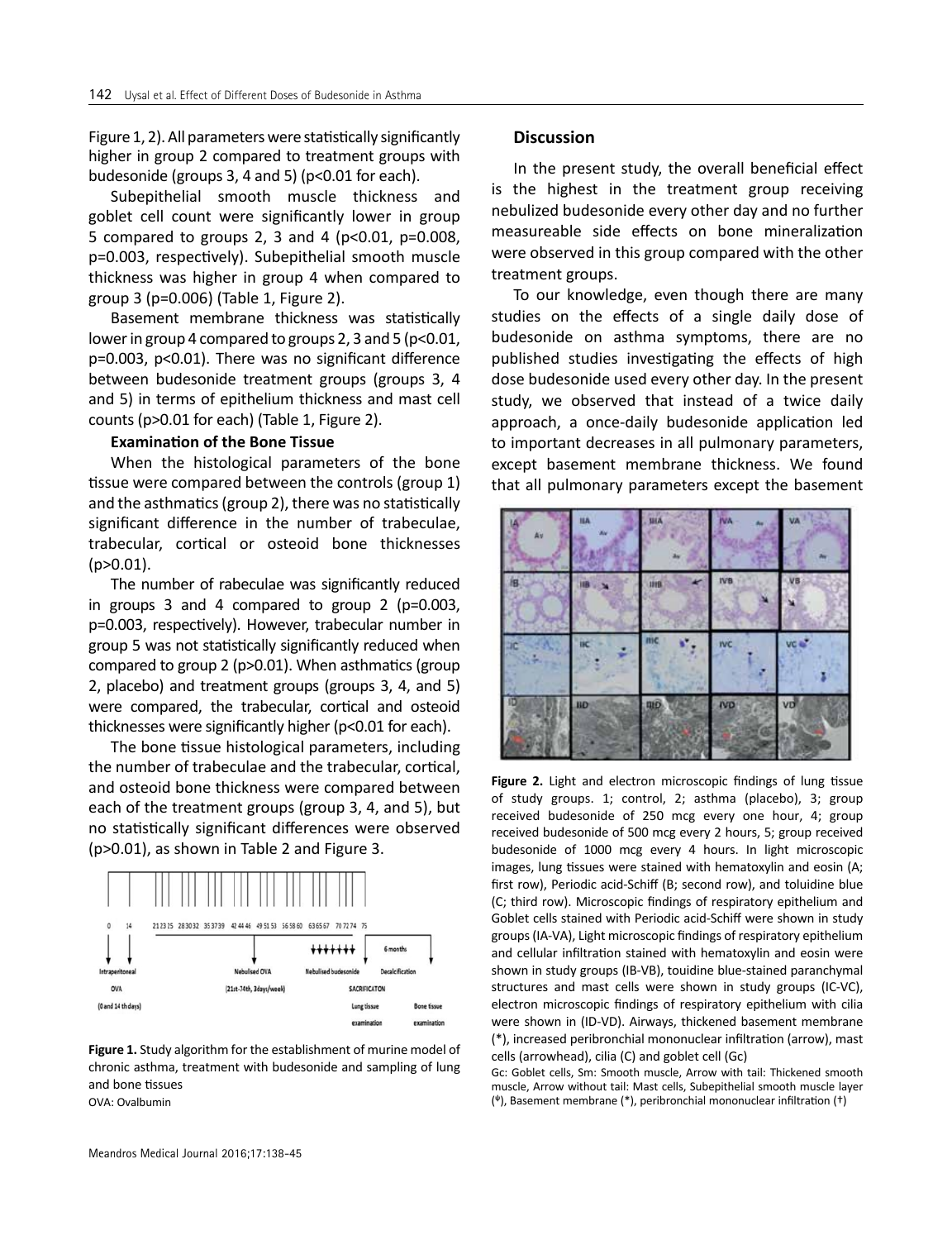Figure 1, 2). All parameters were statistically significantly higher in group 2 compared to treatment groups with budesonide (groups 3, 4 and 5) (p<0.01 for each).

Subepithelial smooth muscle thickness and goblet cell count were significantly lower in group 5 compared to groups 2, 3 and 4 (p<0.01, p=0.008, p=0.003, respectively). Subepithelial smooth muscle thickness was higher in group 4 when compared to group 3 (p=0.006) (Table 1, Figure 2).

Basement membrane thickness was statistically lower in group 4 compared to groups 2, 3 and 5 (p<0.01, p=0.003, p<0.01). There was no significant difference between budesonide treatment groups (groups 3, 4 and 5) in terms of epithelium thickness and mast cell counts (p>0.01 for each) (Table 1, Figure 2).

**Examination of the Bone Tissue**

When the histological parameters of the bone tissue were compared between the controls (group 1) and the asthmatics (group 2), there was no statistically significant difference in the number of trabeculae, trabecular, cortical or osteoid bone thicknesses (p>0.01).

The number of rabeculae was significantly reduced in groups 3 and 4 compared to group 2 (p=0.003, p=0.003, respectively). However, trabecular number in group 5 was not statistically significantly reduced when compared to group 2 (p>0.01). When asthmatics (group 2, placebo) and treatment groups (groups 3, 4, and 5) were compared, the trabecular, cortical and osteoid thicknesses were significantly higher (p<0.01 for each).

The bone tissue histological parameters, including the number of trabeculae and the trabecular, cortical, and osteoid bone thickness were compared between each of the treatment groups (group 3, 4, and 5), but no statistically significant differences were observed (p>0.01), as shown in Table 2 and Figure 3.

**Figure 1.** Study algorithm for the establishment of murine model of chronic asthma, treatment with budesonide and sampling of lung and bone tissues
OVA: Ovalbumin

## Discussion

In the present study, the overall beneficial effect is the highest in the treatment group receiving nebulized budesonide every other day and no further measureable side effects on bone mineralization were observed in this group compared with the other treatment groups.

To our knowledge, even though there are many studies on the effects of a single daily dose of budesonide on asthma symptoms, there are no published studies investigating the effects of high dose budesonide used every other day. In the present study, we observed that instead of a twice daily approach, a once-daily budesonide application led to important decreases in all pulmonary parameters, except basement membrane thickness. We found that all pulmonary parameters except the basement

**Figure 2.** Light and electron microscopic findings of lung tissue of study groups. 1; control, 2; asthma (placebo), 3; group received budesonide of 250 mcg every one hour, 4; group received budesonide of 500 mcg every 2 hours, 5; group received budesonide of 1000 mcg every 4 hours. In light microscopic images, lung tissues were stained with hematoxylin and eosin (A; first row), Periodic acid-Schiff (B; second row), and toluidine blue (C; third row). Microscopic findings of respiratory epithelium and Goblet cells stained with Periodic acid-Schiff were shown in study groups (IA-VA), Light microscopic findings of respiratory epithelium and cellular infiltration stained with hematoxylin and eosin were shown in study groups (IB-VB), touidine blue-stained paranchymal structures and mast cells were shown in study groups (IC-VC), electron microscopic findings of respiratory epithelium with cilia were shown in (ID-VD). Airways, thickened basement membrane (*), increased peribronchial mononuclear infiltration (arrow), mast cells (arrowhead), cilia (C) and goblet cell (Gc)

Gc: Goblet cells, Sm: Smooth muscle, Arrow with tail: Thickened smooth muscle, Arrow without tail: Mast cells, Subepithelial smooth muscle layer (*), Basement membrane (*), peribronchial mononuclear infiltration (†)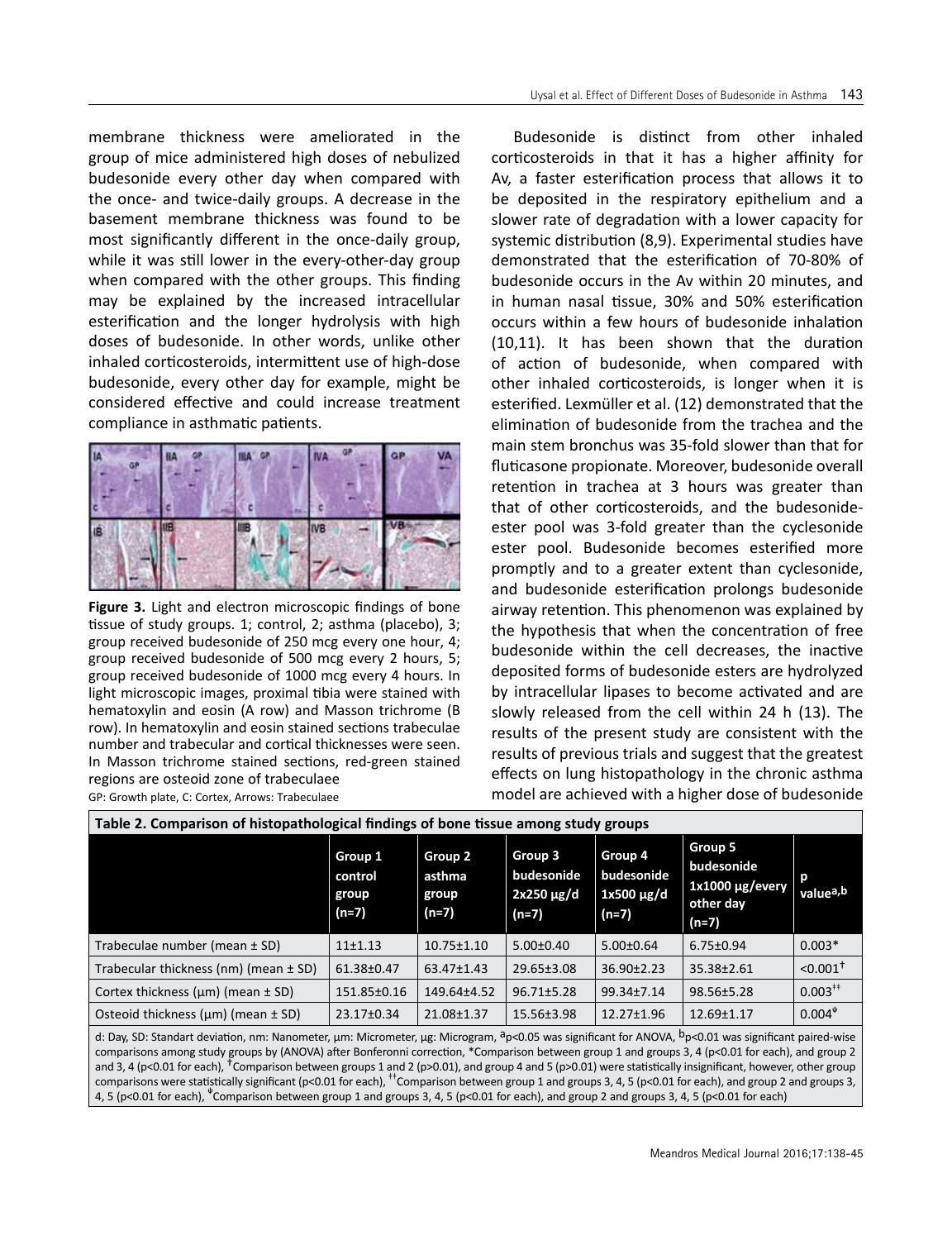membrane thickness were ameliorated in the group of mice administered high doses of nebulized budesonide every other day when compared with the once- and twice-daily groups. A decrease in the basement membrane thickness was found to be most significantly different in the once-daily group, while it was still lower in the every-other-day group when compared with the other groups. This finding may be explained by the increased intracellular esterification and the longer hydrolysis with high doses of budesonide. In other words, unlike other inhaled corticosteroids, intermittent use of high-dose budesonide, every other day for example, might be considered effective and could increase treatment compliance in asthmatic patients.

**Figure 3.** Light and electron microscopic findings of bone tissue of study groups. 1; control, 2; asthma (placebo), 3; group received budesonide of 250 mcg every one hour, 4; group received budesonide of 500 mcg every 2 hours, 5; group received budesonide of 1000 mcg every 4 hours. In light microscopic images, proximal tibia were stained with hematoxylin and eosin (A row) and Masson trichrome (B row). In hematoxylin and eosin stained sections trabeculae number and trabecular and cortical thicknesses were seen. In Masson trichrome stained sections, red-green stained regions are osteoid zone of trabeculaee

GP: Growth plate, C: Cortex, Arrows: Trabeculaee

Budesonide is distinct from other inhaled corticosteroids in that it has a higher affinity for Av, a faster esterification process that allows it to be deposited in the respiratory epithelium and a slower rate of degradation with a lower capacity for systemic distribution (8,9). Experimental studies have demonstrated that the esterification of 70-80% of budesonide occurs in the Av within 20 minutes, and in human nasal tissue, 30% and 50% esterification occurs within a few hours of budesonide inhalation (10,11). It has been shown that the duration of action of budesonide, when compared with other inhaled corticosteroids, is longer when it is esterified. Lexmüller et al. (12) demonstrated that the elimination of budesonide from the trachea and the main stem bronchus was 35-fold slower than that for fluticasone propionate. Moreover, budesonide overall retention in trachea at 3 hours was greater than that of other corticosteroids, and the budesonide-ester pool was 3-fold greater than the cyclesonide ester pool. Budesonide becomes esterified more promptly and to a greater extent than cyclesonide, and budesonide esterification prolongs budesonide airway retention. This phenomenon was explained by the hypothesis that when the concentration of free budesonide within the cell decreases, the inactive deposited forms of budesonide esters are hydrolyzed by intracellular lipases to become activated and are slowly released from the cell within 24 h (13). The results of the present study are consistent with the results of previous trials and suggest that the greatest effects on lung histopathology in the chronic asthma model are achieved with a higher dose of budesonide

**Table 2. Comparison of histopathological findings of bone tissue among study groups**

| | Group 1 control group (n=7) | Group 2 asthma group (n=7) | Group 3 budesonide 2x250 µg/d (n=7) | Group 4 budesonide 1x500 µg/d (n=7) | Group 5 budesonide 1x1000 µg/every other day (n=7) | p value[a,b] |
|---|---|---|---|---|---|---|
| Trabeculae number (mean ± SD) | 11±1.13 | 10.75±1.10 | 5.00±0.40 | 5.00±0.64 | 6.75±0.94 | 0.003* |
| Trabecular thickness (nm) (mean ± SD) | 61.38±0.47 | 63.47±1.43 | 29.65±3.08 | 36.90±2.23 | 35.38±2.61 | <0.001† |
| Cortex thickness (µm) (mean ± SD) | 151.85±0.16 | 149.64±4.52 | 96.71±5.28 | 99.34±7.14 | 98.56±5.28 | 0.003†† |
| Osteoid thickness (µm) (mean ± SD) | 23.17±0.34 | 21.08±1.37 | 15.56±3.98 | 12.27±1.96 | 12.69±1.17 | 0.004ᴪ |

d: Day, SD: Standart deviation, nm: Nanometer, µm: Micrometer, µg: Microgram, [a]p<0.05 was significant for ANOVA, [b]p<0.01 was significant paired-wise comparisons among study groups by (ANOVA) after Bonferonni correction, *Comparison between group 1 and groups 3, 4 (p<0.01 for each), and group 2 and 3, 4 (p<0.01 for each), †Comparison between groups 1 and 2 (p>0.01), and group 4 and 5 (p>0.01) were statistically insignificant, however, other group comparisons were statistically significant (p<0.01 for each), ††Comparison between group 1 and groups 3, 4, 5 (p<0.01 for each), and group 2 and groups 3, 4, 5 (p<0.01 for each), ᴪComparison between group 1 and groups 3, 4, 5 (p<0.01 for each), and group 2 and groups 3, 4, 5 (p<0.01 for each)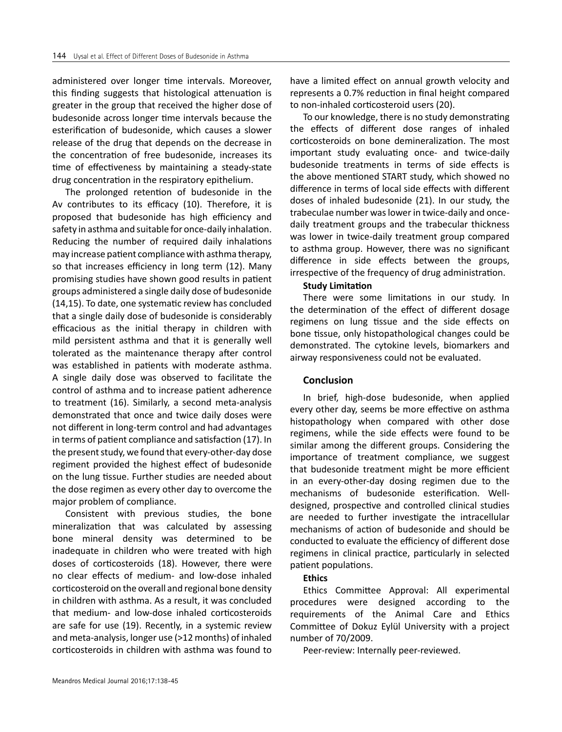administered over longer time intervals. Moreover, this finding suggests that histological attenuation is greater in the group that received the higher dose of budesonide across longer time intervals because the esterification of budesonide, which causes a slower release of the drug that depends on the decrease in the concentration of free budesonide, increases its time of effectiveness by maintaining a steady-state drug concentration in the respiratory epithelium.

The prolonged retention of budesonide in the Av contributes to its efficacy (10). Therefore, it is proposed that budesonide has high efficiency and safety in asthma and suitable for once-daily inhalation. Reducing the number of required daily inhalations may increase patient compliance with asthma therapy, so that increases efficiency in long term (12). Many promising studies have shown good results in patient groups administered a single daily dose of budesonide (14,15). To date, one systematic review has concluded that a single daily dose of budesonide is considerably efficacious as the initial therapy in children with mild persistent asthma and that it is generally well tolerated as the maintenance therapy after control was established in patients with moderate asthma. A single daily dose was observed to facilitate the control of asthma and to increase patient adherence to treatment (16). Similarly, a second meta-analysis demonstrated that once and twice daily doses were not different in long-term control and had advantages in terms of patient compliance and satisfaction (17). In the present study, we found that every-other-day dose regiment provided the highest effect of budesonide on the lung tissue. Further studies are needed about the dose regimen as every other day to overcome the major problem of compliance.

Consistent with previous studies, the bone mineralization that was calculated by assessing bone mineral density was determined to be inadequate in children who were treated with high doses of corticosteroids (18). However, there were no clear effects of medium- and low-dose inhaled corticosteroid on the overall and regional bone density in children with asthma. As a result, it was concluded that medium- and low-dose inhaled corticosteroids are safe for use (19). Recently, in a systemic review and meta-analysis, longer use (>12 months) of inhaled corticosteroids in children with asthma was found to have a limited effect on annual growth velocity and represents a 0.7% reduction in final height compared to non-inhaled corticosteroid users (20).

To our knowledge, there is no study demonstrating the effects of different dose ranges of inhaled corticosteroids on bone demineralization. The most important study evaluating once- and twice-daily budesonide treatments in terms of side effects is the above mentioned START study, which showed no difference in terms of local side effects with different doses of inhaled budesonide (21). In our study, the trabeculae number was lower in twice-daily and once-daily treatment groups and the trabecular thickness was lower in twice-daily treatment group compared to asthma group. However, there was no significant difference in side effects between the groups, irrespective of the frequency of drug administration.

**Study Limitation**

There were some limitations in our study. In the determination of the effect of different dosage regimens on lung tissue and the side effects on bone tissue, only histopathological changes could be demonstrated. The cytokine levels, biomarkers and airway responsiveness could not be evaluated.

## Conclusion

In brief, high-dose budesonide, when applied every other day, seems be more effective on asthma histopathology when compared with other dose regimens, while the side effects were found to be similar among the different groups. Considering the importance of treatment compliance, we suggest that budesonide treatment might be more efficient in an every-other-day dosing regimen due to the mechanisms of budesonide esterification. Well-designed, prospective and controlled clinical studies are needed to further investigate the intracellular mechanisms of action of budesonide and should be conducted to evaluate the efficiency of different dose regimens in clinical practice, particularly in selected patient populations.

**Ethics**

Ethics Committee Approval: All experimental procedures were designed according to the requirements of the Animal Care and Ethics Committee of Dokuz Eylül University with a project number of 70/2009.

Peer-review: Internally peer-reviewed.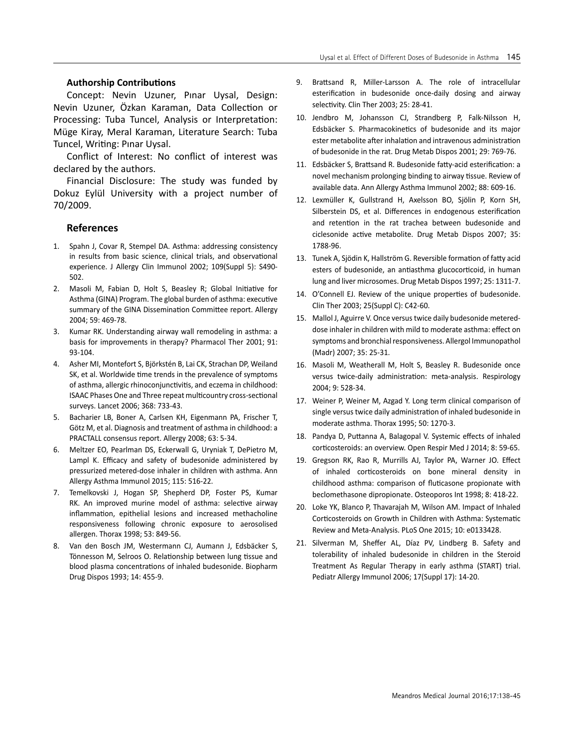### Authorship Contributions

Concept: Nevin Uzuner, Pınar Uysal, Design: Nevin Uzuner, Özkan Karaman, Data Collection or Processing: Tuba Tuncel, Analysis or Interpretation: Müge Kiray, Meral Karaman, Literature Search: Tuba Tuncel, Writing: Pınar Uysal.

Conflict of Interest: No conflict of interest was declared by the authors.

Financial Disclosure: The study was funded by Dokuz Eylül University with a project number of 70/2009.

### References

1. Spahn J, Covar R, Stempel DA. Asthma: addressing consistency in results from basic science, clinical trials, and observational experience. J Allergy Clin Immunol 2002; 109(Suppl 5): S490-502.
2. Masoli M, Fabian D, Holt S, Beasley R; Global Initiative for Asthma (GINA) Program. The global burden of asthma: executive summary of the GINA Dissemination Committee report. Allergy 2004; 59: 469-78.
3. Kumar RK. Understanding airway wall remodeling in asthma: a basis for improvements in therapy? Pharmacol Ther 2001; 91: 93-104.
4. Asher MI, Montefort S, Björkstén B, Lai CK, Strachan DP, Weiland SK, et al. Worldwide time trends in the prevalence of symptoms of asthma, allergic rhinoconjunctivitis, and eczema in childhood: ISAAC Phases One and Three repeat multicountry cross-sectional surveys. Lancet 2006; 368: 733-43.
5. Bacharier LB, Boner A, Carlsen KH, Eigenmann PA, Frischer T, Götz M, et al. Diagnosis and treatment of asthma in childhood: a PRACTALL consensus report. Allergy 2008; 63: 5-34.
6. Meltzer EO, Pearlman DS, Eckerwall G, Uryniak T, DePietro M, Lampl K. Efficacy and safety of budesonide administered by pressurized metered-dose inhaler in children with asthma. Ann Allergy Asthma Immunol 2015; 115: 516-22.
7. Temelkovski J, Hogan SP, Shepherd DP, Foster PS, Kumar RK. An improved murine model of asthma: selective airway inflammation, epithelial lesions and increased methacholine responsiveness following chronic exposure to aerosolised allergen. Thorax 1998; 53: 849-56.
8. Van den Bosch JM, Westermann CJ, Aumann J, Edsbäcker S, Tönnesson M, Selroos O. Relationship between lung tissue and blood plasma concentrations of inhaled budesonide. Biopharm Drug Dispos 1993; 14: 455-9.
9. Brattsand R, Miller-Larsson A. The role of intracellular esterification in budesonide once-daily dosing and airway selectivity. Clin Ther 2003; 25: 28-41.
10. Jendbro M, Johansson CJ, Strandberg P, Falk-Nilsson H, Edsbäcker S. Pharmacokinetics of budesonide and its major ester metabolite after inhalation and intravenous administration of budesonide in the rat. Drug Metab Dispos 2001; 29: 769-76.
11. Edsbäcker S, Brattsand R. Budesonide fatty-acid esterification: a novel mechanism prolonging binding to airway tissue. Review of available data. Ann Allergy Asthma Immunol 2002; 88: 609-16.
12. Lexmüller K, Gullstrand H, Axelsson BO, Sjölin P, Korn SH, Silberstein DS, et al. Differences in endogenous esterification and retention in the rat trachea between budesonide and ciclesonide active metabolite. Drug Metab Dispos 2007; 35: 1788-96.
13. Tunek A, Sjödin K, Hallström G. Reversible formation of fatty acid esters of budesonide, an antiasthma glucocorticoid, in human lung and liver microsomes. Drug Metab Dispos 1997; 25: 1311-7.
14. O'Connell EJ. Review of the unique properties of budesonide. Clin Ther 2003; 25(Suppl C): C42-60.
15. Mallol J, Aguirre V. Once versus twice daily budesonide metered-dose inhaler in children with mild to moderate asthma: effect on symptoms and bronchial responsiveness. Allergol Immunopathol (Madr) 2007; 35: 25-31.
16. Masoli M, Weatherall M, Holt S, Beasley R. Budesonide once versus twice-daily administration: meta-analysis. Respirology 2004; 9: 528-34.
17. Weiner P, Weiner M, Azgad Y. Long term clinical comparison of single versus twice daily administration of inhaled budesonide in moderate asthma. Thorax 1995; 50: 1270-3.
18. Pandya D, Puttanna A, Balagopal V. Systemic effects of inhaled corticosteroids: an overview. Open Respir Med J 2014; 8: 59-65.
19. Gregson RK, Rao R, Murrills AJ, Taylor PA, Warner JO. Effect of inhaled corticosteroids on bone mineral density in childhood asthma: comparison of fluticasone propionate with beclomethasone dipropionate. Osteoporos Int 1998; 8: 418-22.
20. Loke YK, Blanco P, Thavarajah M, Wilson AM. Impact of Inhaled Corticosteroids on Growth in Children with Asthma: Systematic Review and Meta-Analysis. PLoS One 2015; 10: e0133428.
21. Silverman M, Sheffer AL, Díaz PV, Lindberg B. Safety and tolerability of inhaled budesonide in children in the Steroid Treatment As Regular Therapy in early asthma (START) trial. Pediatr Allergy Immunol 2006; 17(Suppl 17): 14-20.